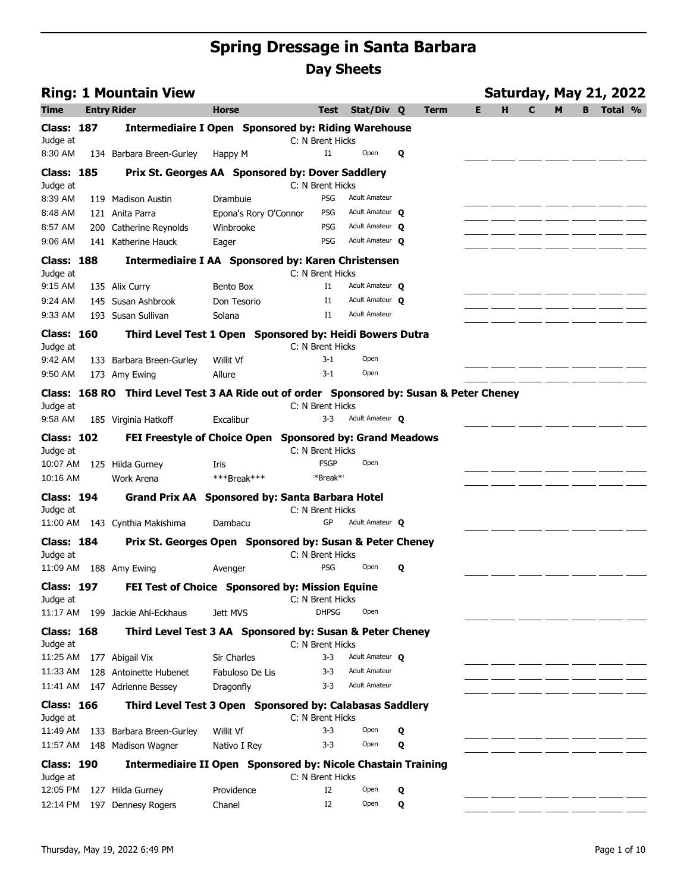# Spring Dressage in Santa Barbara

## Day Sheets

### Ring: 1 Mountain View — Saturday, May 21, 2022

| Time | Entry | Rider | Horse | Test | Stat/Div | Q | Term | E | H | C | M | B | Total | % |
|---|---|---|---|---|---|---|---|---|---|---|---|---|---|---|
| **Class: 187** | | **Intermediaire I Open Sponsored by: Riding Warehouse** | | | | | | | | | | | | |
| Judge at | | | | C: N Brent Hicks | | | | | | | | | | |
| 8:30 AM | 134 | Barbara Breen-Gurley | Happy M | I1 | Open | Q | | | | | | | | |
| **Class: 185** | | **Prix St. Georges AA Sponsored by: Dover Saddlery** | | | | | | | | | | | | |
| Judge at | | | | C: N Brent Hicks | | | | | | | | | | |
| 8:39 AM | 119 | Madison Austin | Drambuie | PSG | Adult Amateur | | | | | | | | | |
| 8:48 AM | 121 | Anita Parra | Epona's Rory O'Connor | PSG | Adult Amateur | Q | | | | | | | | |
| 8:57 AM | 200 | Catherine Reynolds | Winbrooke | PSG | Adult Amateur | Q | | | | | | | | |
| 9:06 AM | 141 | Katherine Hauck | Eager | PSG | Adult Amateur | Q | | | | | | | | |
| **Class: 188** | | **Intermediaire I AA Sponsored by: Karen Christensen** | | | | | | | | | | | | |
| Judge at | | | | C: N Brent Hicks | | | | | | | | | | |
| 9:15 AM | 135 | Alix Curry | Bento Box | I1 | Adult Amateur | Q | | | | | | | | |
| 9:24 AM | 145 | Susan Ashbrook | Don Tesorio | I1 | Adult Amateur | Q | | | | | | | | |
| 9:33 AM | 193 | Susan Sullivan | Solana | I1 | Adult Amateur | | | | | | | | | |
| **Class: 160** | | **Third Level Test 1 Open Sponsored by: Heidi Bowers Dutra** | | | | | | | | | | | | |
| Judge at | | | | C: N Brent Hicks | | | | | | | | | | |
| 9:42 AM | 133 | Barbara Breen-Gurley | Willit Vf | 3-1 | Open | | | | | | | | | |
| 9:50 AM | 173 | Amy Ewing | Allure | 3-1 | Open | | | | | | | | | |
| **Class: 168 RO** | | **Third Level Test 3 AA Ride out of order Sponsored by: Susan & Peter Cheney** | | | | | | | | | | | | |
| Judge at | | | | C: N Brent Hicks | | | | | | | | | | |
| 9:58 AM | 185 | Virginia Hatkoff | Excalibur | 3-3 | Adult Amateur | Q | | | | | | | | |
| **Class: 102** | | **FEI Freestyle of Choice Open Sponsored by: Grand Meadows** | | | | | | | | | | | | |
| Judge at | | | | C: N Brent Hicks | | | | | | | | | | |
| 10:07 AM | 125 | Hilda Gurney | Iris | FSGP | Open | | | | | | | | | |
| 10:16 AM | | Work Arena | ***Break*** | **Break** | | | | | | | | | | |
| **Class: 194** | | **Grand Prix AA Sponsored by: Santa Barbara Hotel** | | | | | | | | | | | | |
| Judge at | | | | C: N Brent Hicks | | | | | | | | | | |
| 11:00 AM | 143 | Cynthia Makishima | Dambacu | GP | Adult Amateur | Q | | | | | | | | |
| **Class: 184** | | **Prix St. Georges Open Sponsored by: Susan & Peter Cheney** | | | | | | | | | | | | |
| Judge at | | | | C: N Brent Hicks | | | | | | | | | | |
| 11:09 AM | 188 | Amy Ewing | Avenger | PSG | Open | Q | | | | | | | | |
| **Class: 197** | | **FEI Test of Choice Sponsored by: Mission Equine** | | | | | | | | | | | | |
| Judge at | | | | C: N Brent Hicks | | | | | | | | | | |
| 11:17 AM | 199 | Jackie Ahl-Eckhaus | Jett MVS | DHPSG | Open | | | | | | | | | |
| **Class: 168** | | **Third Level Test 3 AA Sponsored by: Susan & Peter Cheney** | | | | | | | | | | | | |
| Judge at | | | | C: N Brent Hicks | | | | | | | | | | |
| 11:25 AM | 177 | Abigail Vix | Sir Charles | 3-3 | Adult Amateur | Q | | | | | | | | |
| 11:33 AM | 128 | Antoinette Hubenet | Fabuloso De Lis | 3-3 | Adult Amateur | | | | | | | | | |
| 11:41 AM | 147 | Adrienne Bessey | Dragonfly | 3-3 | Adult Amateur | | | | | | | | | |
| **Class: 166** | | **Third Level Test 3 Open Sponsored by: Calabasas Saddlery** | | | | | | | | | | | | |
| Judge at | | | | C: N Brent Hicks | | | | | | | | | | |
| 11:49 AM | 133 | Barbara Breen-Gurley | Willit Vf | 3-3 | Open | Q | | | | | | | | |
| 11:57 AM | 148 | Madison Wagner | Nativo I Rey | 3-3 | Open | Q | | | | | | | | |
| **Class: 190** | | **Intermediaire II Open Sponsored by: Nicole Chastain Training** | | | | | | | | | | | | |
| Judge at | | | | C: N Brent Hicks | | | | | | | | | | |
| 12:05 PM | 127 | Hilda Gurney | Providence | I2 | Open | Q | | | | | | | | |
| 12:14 PM | 197 | Dennesy Rogers | Chanel | I2 | Open | Q | | | | | | | | |

Thursday, May 19, 2022 6:49 PM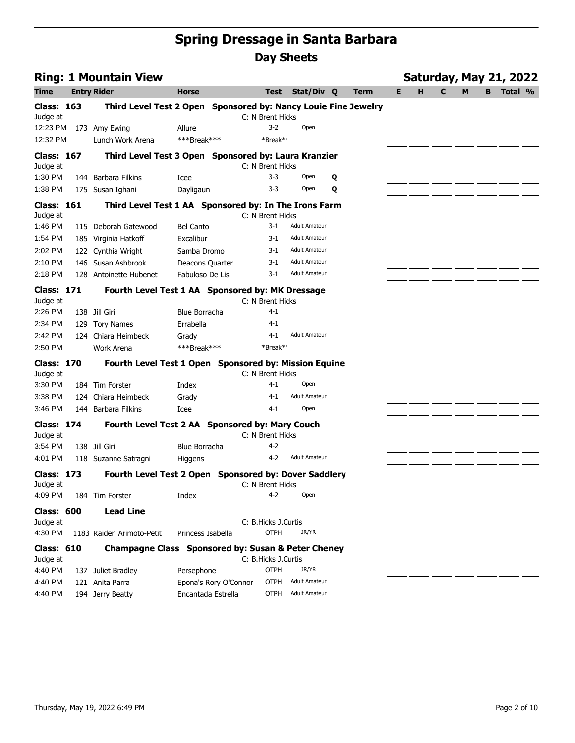# Spring Dressage in Santa Barbara

## Day Sheets

### Ring: 1 Mountain View — Saturday, May 21, 2022

| Time | Entry | Rider | Horse | Test | Stat/Div | Q | Term | E | H | C | M | B | Total | % |
|---|---|---|---|---|---|---|---|---|---|---|---|---|---|---|
| **Class: 163** | | **Third Level Test 2 Open Sponsored by: Nancy Louie Fine Jewelry** | | | | | | | | | | | | |
| Judge at | | | | C: N Brent Hicks | | | | | | | | | | |
| 12:23 PM | 173 | Amy Ewing | Allure | 3-2 | Open | | | | | | | | | |
| 12:32 PM | | Lunch Work Arena | ***Break*** | *Break* | | | | | | | | | | |
| **Class: 167** | | **Third Level Test 3 Open Sponsored by: Laura Kranzier** | | | | | | | | | | | | |
| Judge at | | | | C: N Brent Hicks | | | | | | | | | | |
| 1:30 PM | 144 | Barbara Filkins | Icee | 3-3 | Open | Q | | | | | | | | |
| 1:38 PM | 175 | Susan Ighani | Dayligaun | 3-3 | Open | Q | | | | | | | | |
| **Class: 161** | | **Third Level Test 1 AA Sponsored by: In The Irons Farm** | | | | | | | | | | | | |
| Judge at | | | | C: N Brent Hicks | | | | | | | | | | |
| 1:46 PM | 115 | Deborah Gatewood | Bel Canto | 3-1 | Adult Amateur | | | | | | | | | |
| 1:54 PM | 185 | Virginia Hatkoff | Excalibur | 3-1 | Adult Amateur | | | | | | | | | |
| 2:02 PM | 122 | Cynthia Wright | Samba Dromo | 3-1 | Adult Amateur | | | | | | | | | |
| 2:10 PM | 146 | Susan Ashbrook | Deacons Quarter | 3-1 | Adult Amateur | | | | | | | | | |
| 2:18 PM | 128 | Antoinette Hubenet | Fabuloso De Lis | 3-1 | Adult Amateur | | | | | | | | | |
| **Class: 171** | | **Fourth Level Test 1 AA Sponsored by: MK Dressage** | | | | | | | | | | | | |
| Judge at | | | | C: N Brent Hicks | | | | | | | | | | |
| 2:26 PM | 138 | Jill Giri | Blue Borracha | 4-1 | | | | | | | | | | |
| 2:34 PM | 129 | Tory Names | Errabella | 4-1 | | | | | | | | | | |
| 2:42 PM | 124 | Chiara Heimbeck | Grady | 4-1 | Adult Amateur | | | | | | | | | |
| 2:50 PM | | Work Arena | ***Break*** | *Break* | | | | | | | | | | |
| **Class: 170** | | **Fourth Level Test 1 Open Sponsored by: Mission Equine** | | | | | | | | | | | | |
| Judge at | | | | C: N Brent Hicks | | | | | | | | | | |
| 3:30 PM | 184 | Tim Forster | Index | 4-1 | Open | | | | | | | | | |
| 3:38 PM | 124 | Chiara Heimbeck | Grady | 4-1 | Adult Amateur | | | | | | | | | |
| 3:46 PM | 144 | Barbara Filkins | Icee | 4-1 | Open | | | | | | | | | |
| **Class: 174** | | **Fourth Level Test 2 AA Sponsored by: Mary Couch** | | | | | | | | | | | | |
| Judge at | | | | C: N Brent Hicks | | | | | | | | | | |
| 3:54 PM | 138 | Jill Giri | Blue Borracha | 4-2 | | | | | | | | | | |
| 4:01 PM | 118 | Suzanne Satragni | Higgens | 4-2 | Adult Amateur | | | | | | | | | |
| **Class: 173** | | **Fourth Level Test 2 Open Sponsored by: Dover Saddlery** | | | | | | | | | | | | |
| Judge at | | | | C: N Brent Hicks | | | | | | | | | | |
| 4:09 PM | 184 | Tim Forster | Index | 4-2 | Open | | | | | | | | | |
| **Class: 600** | | **Lead Line** | | | | | | | | | | | | |
| Judge at | | | | C: B.Hicks J.Curtis | | | | | | | | | | |
| 4:30 PM | 1183 | Raiden Arimoto-Petit | Princess Isabella | OTPH | JR/YR | | | | | | | | | |
| **Class: 610** | | **Champagne Class Sponsored by: Susan & Peter Cheney** | | | | | | | | | | | | |
| Judge at | | | | C: B.Hicks J.Curtis | | | | | | | | | | |
| 4:40 PM | 137 | Juliet Bradley | Persephone | OTPH | JR/YR | | | | | | | | | |
| 4:40 PM | 121 | Anita Parra | Epona's Rory O'Connor | OTPH | Adult Amateur | | | | | | | | | |
| 4:40 PM | 194 | Jerry Beatty | Encantada Estrella | OTPH | Adult Amateur | | | | | | | | | |

Thursday, May 19, 2022 6:49 PM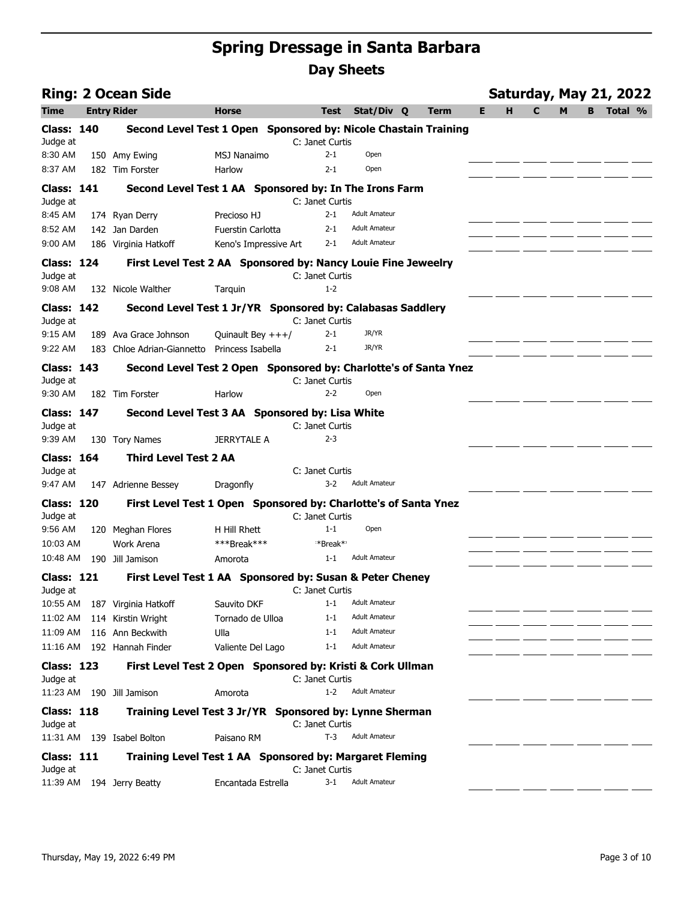# Spring Dressage in Santa Barbara

## Day Sheets

### Ring: 2 Ocean Side — Saturday, May 21, 2022

| Time | Entry | Rider | Horse | Test | Stat/Div | Q | Term | E | H | C | M | B | Total | % |
|---|---|---|---|---|---|---|---|---|---|---|---|---|---|---|
| **Class: 140** | | **Second Level Test 1 Open Sponsored by: Nicole Chastain Training** | | | | | | | | | | | | |
| Judge at | | | | C: Janet Curtis | | | | | | | | | | |
| 8:30 AM | 150 | Amy Ewing | MSJ Nanaimo | 2-1 | Open | | | | | | | | | |
| 8:37 AM | 182 | Tim Forster | Harlow | 2-1 | Open | | | | | | | | | |
| **Class: 141** | | **Second Level Test 1 AA Sponsored by: In The Irons Farm** | | | | | | | | | | | | |
| Judge at | | | | C: Janet Curtis | | | | | | | | | | |
| 8:45 AM | 174 | Ryan Derry | Precioso HJ | 2-1 | Adult Amateur | | | | | | | | | |
| 8:52 AM | 142 | Jan Darden | Fuerstin Carlotta | 2-1 | Adult Amateur | | | | | | | | | |
| 9:00 AM | 186 | Virginia Hatkoff | Keno's Impressive Art | 2-1 | Adult Amateur | | | | | | | | | |
| **Class: 124** | | **First Level Test 2 AA Sponsored by: Nancy Louie Fine Jeweelry** | | | | | | | | | | | | |
| Judge at | | | | C: Janet Curtis | | | | | | | | | | |
| 9:08 AM | 132 | Nicole Walther | Tarquin | 1-2 | | | | | | | | | | |
| **Class: 142** | | **Second Level Test 1 Jr/YR Sponsored by: Calabasas Saddlery** | | | | | | | | | | | | |
| Judge at | | | | C: Janet Curtis | | | | | | | | | | |
| 9:15 AM | 189 | Ava Grace Johnson | Quinault Bey +++/ | 2-1 | JR/YR | | | | | | | | | |
| 9:22 AM | 183 | Chloe Adrian-Giannetto | Princess Isabella | 2-1 | JR/YR | | | | | | | | | |
| **Class: 143** | | **Second Level Test 2 Open Sponsored by: Charlotte's of Santa Ynez** | | | | | | | | | | | | |
| Judge at | | | | C: Janet Curtis | | | | | | | | | | |
| 9:30 AM | 182 | Tim Forster | Harlow | 2-2 | Open | | | | | | | | | |
| **Class: 147** | | **Second Level Test 3 AA Sponsored by: Lisa White** | | | | | | | | | | | | |
| Judge at | | | | C: Janet Curtis | | | | | | | | | | |
| 9:39 AM | 130 | Tory Names | JERRYTALE A | 2-3 | | | | | | | | | | |
| **Class: 164** | | **Third Level Test 2 AA** | | | | | | | | | | | | |
| Judge at | | | | C: Janet Curtis | | | | | | | | | | |
| 9:47 AM | 147 | Adrienne Bessey | Dragonfly | 3-2 | Adult Amateur | | | | | | | | | |
| **Class: 120** | | **First Level Test 1 Open Sponsored by: Charlotte's of Santa Ynez** | | | | | | | | | | | | |
| Judge at | | | | C: Janet Curtis | | | | | | | | | | |
| 9:56 AM | 120 | Meghan Flores | H Hill Rhett | 1-1 | Open | | | | | | | | | |
| 10:03 AM | | Work Arena | ***Break*** | *Break* | | | | | | | | | | |
| 10:48 AM | 190 | Jill Jamison | Amorota | 1-1 | Adult Amateur | | | | | | | | | |
| **Class: 121** | | **First Level Test 1 AA Sponsored by: Susan & Peter Cheney** | | | | | | | | | | | | |
| Judge at | | | | C: Janet Curtis | | | | | | | | | | |
| 10:55 AM | 187 | Virginia Hatkoff | Sauvito DKF | 1-1 | Adult Amateur | | | | | | | | | |
| 11:02 AM | 114 | Kirstin Wright | Tornado de Ulloa | 1-1 | Adult Amateur | | | | | | | | | |
| 11:09 AM | 116 | Ann Beckwith | Ulla | 1-1 | Adult Amateur | | | | | | | | | |
| 11:16 AM | 192 | Hannah Finder | Valiente Del Lago | 1-1 | Adult Amateur | | | | | | | | | |
| **Class: 123** | | **First Level Test 2 Open Sponsored by: Kristi & Cork Ullman** | | | | | | | | | | | | |
| Judge at | | | | C: Janet Curtis | | | | | | | | | | |
| 11:23 AM | 190 | Jill Jamison | Amorota | 1-2 | Adult Amateur | | | | | | | | | |
| **Class: 118** | | **Training Level Test 3 Jr/YR Sponsored by: Lynne Sherman** | | | | | | | | | | | | |
| Judge at | | | | C: Janet Curtis | | | | | | | | | | |
| 11:31 AM | 139 | Isabel Bolton | Paisano RM | T-3 | Adult Amateur | | | | | | | | | |
| **Class: 111** | | **Training Level Test 1 AA Sponsored by: Margaret Fleming** | | | | | | | | | | | | |
| Judge at | | | | C: Janet Curtis | | | | | | | | | | |
| 11:39 AM | 194 | Jerry Beatty | Encantada Estrella | 3-1 | Adult Amateur | | | | | | | | | |

Thursday, May 19, 2022 6:49 PM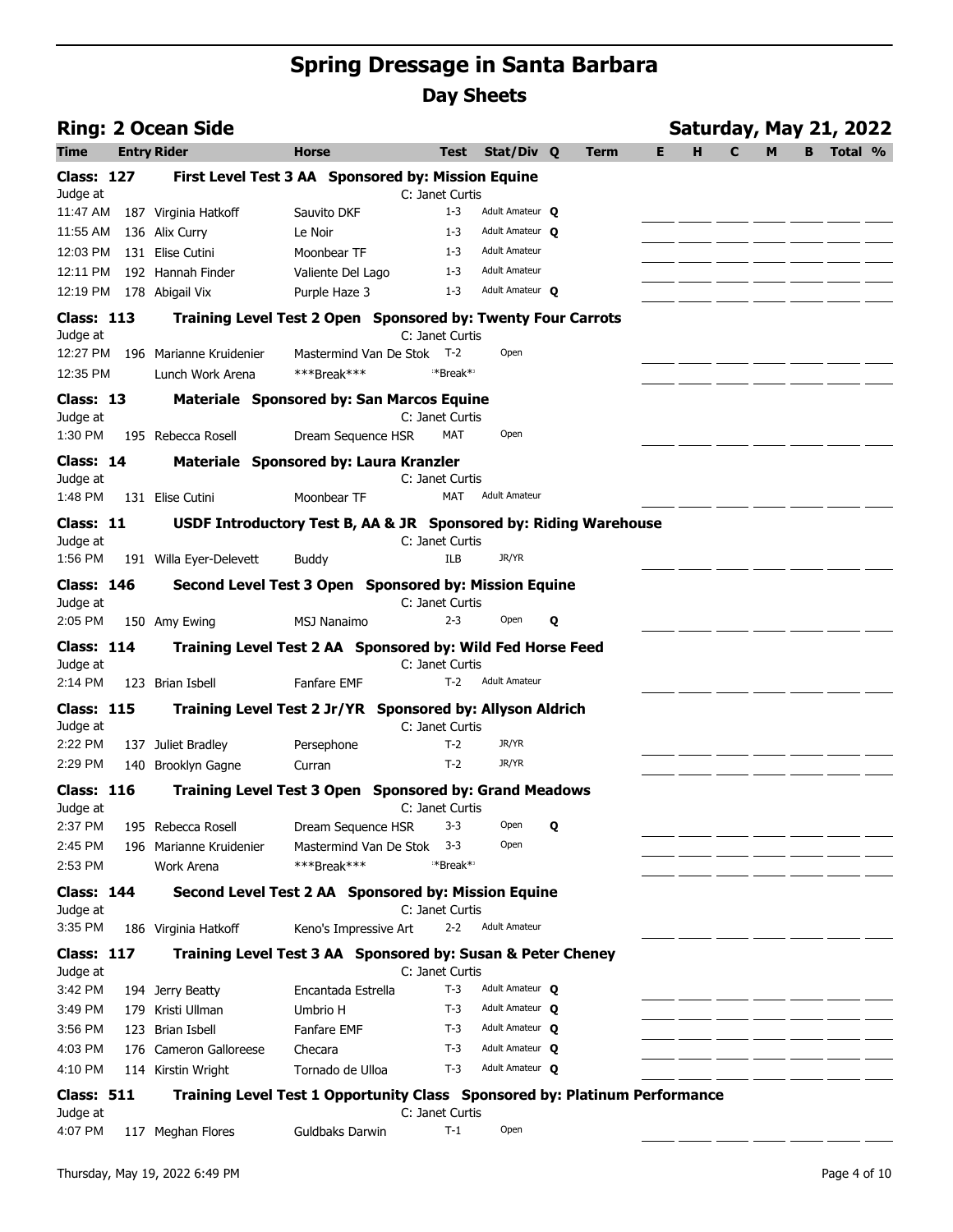# Spring Dressage in Santa Barbara

## Day Sheets

### Ring: 2 Ocean Side — Saturday, May 21, 2022

| Time | Entry | Rider | Horse | Test | Stat/Div | Q | Term | E | H | C | M | B | Total | % |
|---|---|---|---|---|---|---|---|---|---|---|---|---|---|---|
| **Class: 127** | | **First Level Test 3 AA Sponsored by: Mission Equine** | | | | | | | | | | | | |
| Judge at | | | | C: Janet Curtis | | | | | | | | | | |
| 11:47 AM | 187 | Virginia Hatkoff | Sauvito DKF | 1-3 | Adult Amateur | **Q** | | | | | | | | |
| 11:55 AM | 136 | Alix Curry | Le Noir | 1-3 | Adult Amateur | **Q** | | | | | | | | |
| 12:03 PM | 131 | Elise Cutini | Moonbear TF | 1-3 | Adult Amateur | | | | | | | | | |
| 12:11 PM | 192 | Hannah Finder | Valiente Del Lago | 1-3 | Adult Amateur | | | | | | | | | |
| 12:19 PM | 178 | Abigail Vix | Purple Haze 3 | 1-3 | Adult Amateur | **Q** | | | | | | | | |
| **Class: 113** | | **Training Level Test 2 Open Sponsored by: Twenty Four Carrots** | | | | | | | | | | | | |
| Judge at | | | | C: Janet Curtis | | | | | | | | | | |
| 12:27 PM | 196 | Marianne Kruidenier | Mastermind Van De Stok | T-2 | Open | | | | | | | | | |
| 12:35 PM | | Lunch Work Arena | ***Break*** | **Break** | | | | | | | | | | |
| **Class: 13** | | **Materiale Sponsored by: San Marcos Equine** | | | | | | | | | | | | |
| Judge at | | | | C: Janet Curtis | | | | | | | | | | |
| 1:30 PM | 195 | Rebecca Rosell | Dream Sequence HSR | MAT | Open | | | | | | | | | |
| **Class: 14** | | **Materiale Sponsored by: Laura Kranzler** | | | | | | | | | | | | |
| Judge at | | | | C: Janet Curtis | | | | | | | | | | |
| 1:48 PM | 131 | Elise Cutini | Moonbear TF | MAT | Adult Amateur | | | | | | | | | |
| **Class: 11** | | **USDF Introductory Test B, AA & JR Sponsored by: Riding Warehouse** | | | | | | | | | | | | |
| Judge at | | | | C: Janet Curtis | | | | | | | | | | |
| 1:56 PM | 191 | Willa Eyer-Delevett | Buddy | ILB | JR/YR | | | | | | | | | |
| **Class: 146** | | **Second Level Test 3 Open Sponsored by: Mission Equine** | | | | | | | | | | | | |
| Judge at | | | | C: Janet Curtis | | | | | | | | | | |
| 2:05 PM | 150 | Amy Ewing | MSJ Nanaimo | 2-3 | Open | **Q** | | | | | | | | |
| **Class: 114** | | **Training Level Test 2 AA Sponsored by: Wild Fed Horse Feed** | | | | | | | | | | | | |
| Judge at | | | | C: Janet Curtis | | | | | | | | | | |
| 2:14 PM | 123 | Brian Isbell | Fanfare EMF | T-2 | Adult Amateur | | | | | | | | | |
| **Class: 115** | | **Training Level Test 2 Jr/YR Sponsored by: Allyson Aldrich** | | | | | | | | | | | | |
| Judge at | | | | C: Janet Curtis | | | | | | | | | | |
| 2:22 PM | 137 | Juliet Bradley | Persephone | T-2 | JR/YR | | | | | | | | | |
| 2:29 PM | 140 | Brooklyn Gagne | Curran | T-2 | JR/YR | | | | | | | | | |
| **Class: 116** | | **Training Level Test 3 Open Sponsored by: Grand Meadows** | | | | | | | | | | | | |
| Judge at | | | | C: Janet Curtis | | | | | | | | | | |
| 2:37 PM | 195 | Rebecca Rosell | Dream Sequence HSR | 3-3 | Open | **Q** | | | | | | | | |
| 2:45 PM | 196 | Marianne Kruidenier | Mastermind Van De Stok | 3-3 | Open | | | | | | | | | |
| 2:53 PM | | Work Arena | ***Break*** | **Break** | | | | | | | | | | |
| **Class: 144** | | **Second Level Test 2 AA Sponsored by: Mission Equine** | | | | | | | | | | | | |
| Judge at | | | | C: Janet Curtis | | | | | | | | | | |
| 3:35 PM | 186 | Virginia Hatkoff | Keno's Impressive Art | 2-2 | Adult Amateur | | | | | | | | | |
| **Class: 117** | | **Training Level Test 3 AA Sponsored by: Susan & Peter Cheney** | | | | | | | | | | | | |
| Judge at | | | | C: Janet Curtis | | | | | | | | | | |
| 3:42 PM | 194 | Jerry Beatty | Encantada Estrella | T-3 | Adult Amateur | **Q** | | | | | | | | |
| 3:49 PM | 179 | Kristi Ullman | Umbrio H | T-3 | Adult Amateur | **Q** | | | | | | | | |
| 3:56 PM | 123 | Brian Isbell | Fanfare EMF | T-3 | Adult Amateur | **Q** | | | | | | | | |
| 4:03 PM | 176 | Cameron Galloreese | Checara | T-3 | Adult Amateur | **Q** | | | | | | | | |
| 4:10 PM | 114 | Kirstin Wright | Tornado de Ulloa | T-3 | Adult Amateur | **Q** | | | | | | | | |
| **Class: 511** | | **Training Level Test 1 Opportunity Class Sponsored by: Platinum Performance** | | | | | | | | | | | | |
| Judge at | | | | C: Janet Curtis | | | | | | | | | | |
| 4:07 PM | 117 | Meghan Flores | Guldbaks Darwin | T-1 | Open | | | | | | | | | |

Thursday, May 19, 2022 6:49 PM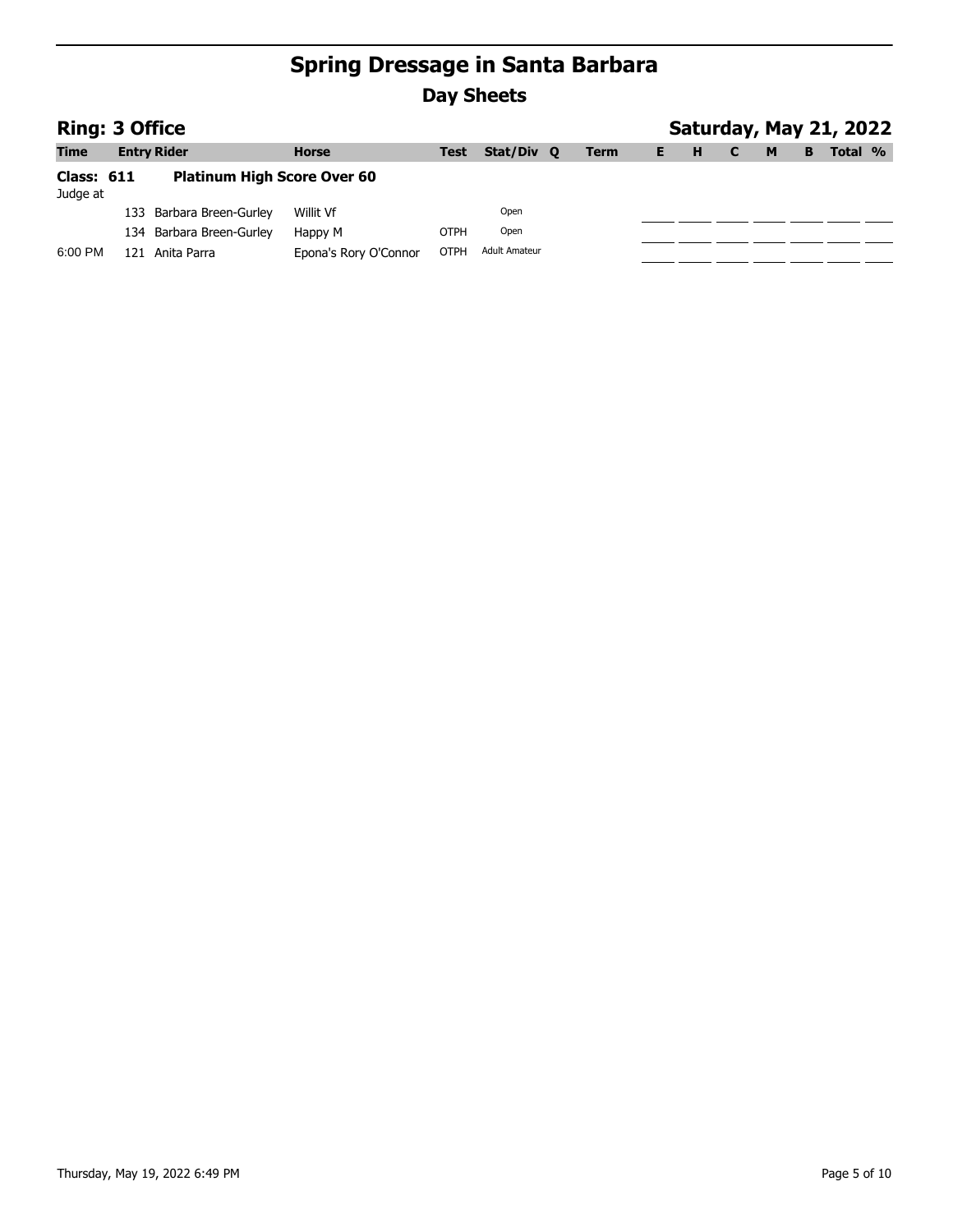# Spring Dressage in Santa Barbara

## Day Sheets

### Ring: 3 Office

### Saturday, May 21, 2022

| Time | Entry | Rider | Horse | Test | Stat/Div | Q | Term | E | H | C | M | B | Total | % |
|---|---|---|---|---|---|---|---|---|---|---|---|---|---|---|
| **Class: 611** | | **Platinum High Score Over 60** | | | | | | | | | | | | |
| Judge at | | | | | | | | | | | | | | |
| | 133 | Barbara Breen-Gurley | Willit Vf | | Open | | | | | | | | | |
| | 134 | Barbara Breen-Gurley | Happy M | OTPH | Open | | | | | | | | | |
| 6:00 PM | 121 | Anita Parra | Epona's Rory O'Connor | OTPH | Adult Amateur | | | | | | | | | |

Thursday, May 19, 2022 6:49 PM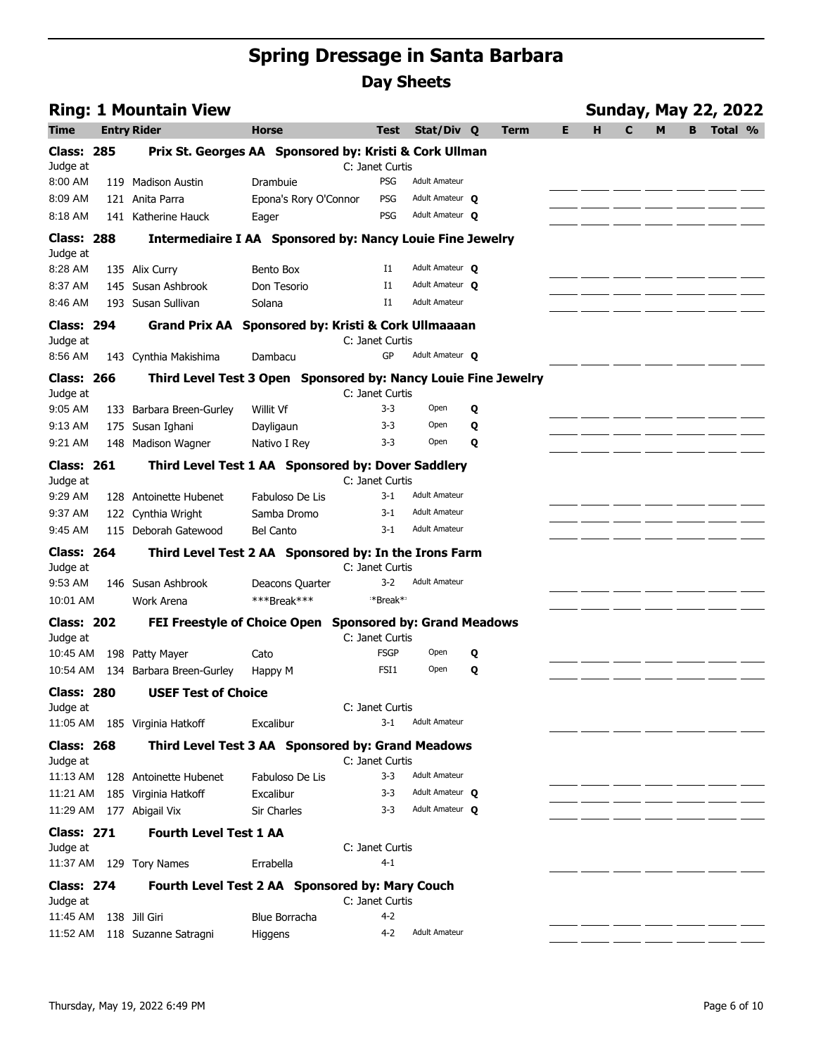# Spring Dressage in Santa Barbara

## Day Sheets

### Ring: 1 Mountain View

**Sunday, May 22, 2022**

| Time | Entry | Rider | Horse | Test | Stat/Div | Q | Term | E | H | C | M | B | Total | % |
|---|---|---|---|---|---|---|---|---|---|---|---|---|---|---|
| **Class: 285** | | **Prix St. Georges AA Sponsored by: Kristi & Cork Ullman** | | | | | | | | | | | | |
| Judge at | | | | C: Janet Curtis | | | | | | | | | | |
| 8:00 AM | 119 | Madison Austin | Drambuie | PSG | Adult Amateur | | | | | | | | | |
| 8:09 AM | 121 | Anita Parra | Epona's Rory O'Connor | PSG | Adult Amateur | Q | | | | | | | | |
| 8:18 AM | 141 | Katherine Hauck | Eager | PSG | Adult Amateur | Q | | | | | | | | |
| **Class: 288** | | **Intermediaire I AA Sponsored by: Nancy Louie Fine Jewelry** | | | | | | | | | | | | |
| Judge at | | | | | | | | | | | | | | |
| 8:28 AM | 135 | Alix Curry | Bento Box | I1 | Adult Amateur | Q | | | | | | | | |
| 8:37 AM | 145 | Susan Ashbrook | Don Tesorio | I1 | Adult Amateur | Q | | | | | | | | |
| 8:46 AM | 193 | Susan Sullivan | Solana | I1 | Adult Amateur | | | | | | | | | |
| **Class: 294** | | **Grand Prix AA Sponsored by: Kristi & Cork Ullmaaaan** | | | | | | | | | | | | |
| Judge at | | | | C: Janet Curtis | | | | | | | | | | |
| 8:56 AM | 143 | Cynthia Makishima | Dambacu | GP | Adult Amateur | Q | | | | | | | | |
| **Class: 266** | | **Third Level Test 3 Open Sponsored by: Nancy Louie Fine Jewelry** | | | | | | | | | | | | |
| Judge at | | | | C: Janet Curtis | | | | | | | | | | |
| 9:05 AM | 133 | Barbara Breen-Gurley | Willit Vf | 3-3 | Open | Q | | | | | | | | |
| 9:13 AM | 175 | Susan Ighani | Dayligaun | 3-3 | Open | Q | | | | | | | | |
| 9:21 AM | 148 | Madison Wagner | Nativo I Rey | 3-3 | Open | Q | | | | | | | | |
| **Class: 261** | | **Third Level Test 1 AA Sponsored by: Dover Saddlery** | | | | | | | | | | | | |
| Judge at | | | | C: Janet Curtis | | | | | | | | | | |
| 9:29 AM | 128 | Antoinette Hubenet | Fabuloso De Lis | 3-1 | Adult Amateur | | | | | | | | | |
| 9:37 AM | 122 | Cynthia Wright | Samba Dromo | 3-1 | Adult Amateur | | | | | | | | | |
| 9:45 AM | 115 | Deborah Gatewood | Bel Canto | 3-1 | Adult Amateur | | | | | | | | | |
| **Class: 264** | | **Third Level Test 2 AA Sponsored by: In the Irons Farm** | | | | | | | | | | | | |
| Judge at | | | | C: Janet Curtis | | | | | | | | | | |
| 9:53 AM | 146 | Susan Ashbrook | Deacons Quarter | 3-2 | Adult Amateur | | | | | | | | | |
| 10:01 AM | | Work Arena | ***Break*** | *Break* | | | | | | | | | | |
| **Class: 202** | | **FEI Freestyle of Choice Open Sponsored by: Grand Meadows** | | | | | | | | | | | | |
| Judge at | | | | C: Janet Curtis | | | | | | | | | | |
| 10:45 AM | 198 | Patty Mayer | Cato | FSGP | Open | Q | | | | | | | | |
| 10:54 AM | 134 | Barbara Breen-Gurley | Happy M | FSI1 | Open | Q | | | | | | | | |
| **Class: 280** | | **USEF Test of Choice** | | | | | | | | | | | | |
| Judge at | | | | C: Janet Curtis | | | | | | | | | | |
| 11:05 AM | 185 | Virginia Hatkoff | Excalibur | 3-1 | Adult Amateur | | | | | | | | | |
| **Class: 268** | | **Third Level Test 3 AA Sponsored by: Grand Meadows** | | | | | | | | | | | | |
| Judge at | | | | C: Janet Curtis | | | | | | | | | | |
| 11:13 AM | 128 | Antoinette Hubenet | Fabuloso De Lis | 3-3 | Adult Amateur | | | | | | | | | |
| 11:21 AM | 185 | Virginia Hatkoff | Excalibur | 3-3 | Adult Amateur | Q | | | | | | | | |
| 11:29 AM | 177 | Abigail Vix | Sir Charles | 3-3 | Adult Amateur | Q | | | | | | | | |
| **Class: 271** | | **Fourth Level Test 1 AA** | | | | | | | | | | | | |
| Judge at | | | | C: Janet Curtis | | | | | | | | | | |
| 11:37 AM | 129 | Tory Names | Errabella | 4-1 | | | | | | | | | | |
| **Class: 274** | | **Fourth Level Test 2 AA Sponsored by: Mary Couch** | | | | | | | | | | | | |
| Judge at | | | | C: Janet Curtis | | | | | | | | | | |
| 11:45 AM | 138 | Jill Giri | Blue Borracha | 4-2 | | | | | | | | | | |
| 11:52 AM | 118 | Suzanne Satragni | Higgens | 4-2 | Adult Amateur | | | | | | | | | |

Thursday, May 19, 2022 6:49 PM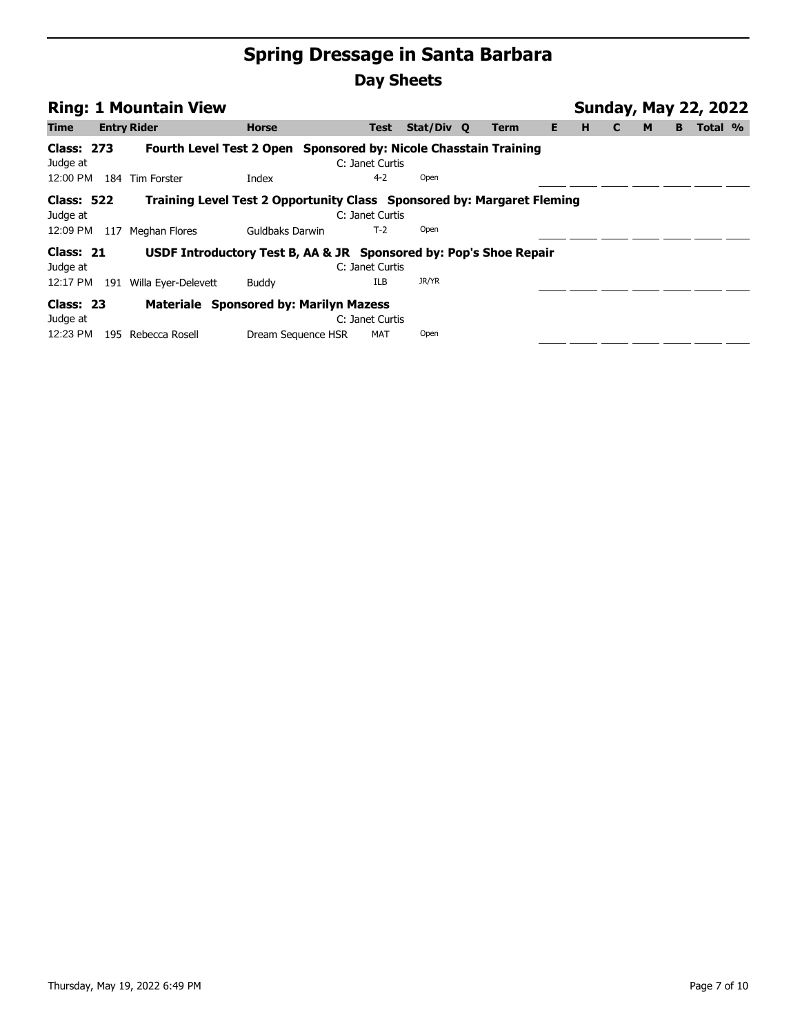# Spring Dressage in Santa Barbara

## Day Sheets

### Ring: 1 Mountain View

**Sunday, May 22, 2022**

| Time | Entry | Rider | Horse | Test | Stat/Div | Q | Term | E | H | C | M | B | Total | % |
|---|---|---|---|---|---|---|---|---|---|---|---|---|---|---|
| **Class: 273** | | **Fourth Level Test 2 Open Sponsored by: Nicole Chasstain Training** | | | | | | | | | | | | |
| Judge at | | | | C: Janet Curtis | | | | | | | | | | |
| 12:00 PM | 184 | Tim Forster | Index | 4-2 | Open | | | | | | | | | |
| **Class: 522** | | **Training Level Test 2 Opportunity Class Sponsored by: Margaret Fleming** | | | | | | | | | | | | |
| Judge at | | | | C: Janet Curtis | | | | | | | | | | |
| 12:09 PM | 117 | Meghan Flores | Guldbaks Darwin | T-2 | Open | | | | | | | | | |
| **Class: 21** | | **USDF Introductory Test B, AA & JR Sponsored by: Pop's Shoe Repair** | | | | | | | | | | | | |
| Judge at | | | | C: Janet Curtis | | | | | | | | | | |
| 12:17 PM | 191 | Willa Eyer-Delevett | Buddy | ILB | JR/YR | | | | | | | | | |
| **Class: 23** | | **Materiale Sponsored by: Marilyn Mazess** | | | | | | | | | | | | |
| Judge at | | | | C: Janet Curtis | | | | | | | | | | |
| 12:23 PM | 195 | Rebecca Rosell | Dream Sequence HSR | MAT | Open | | | | | | | | | |

Thursday, May 19, 2022 6:49 PM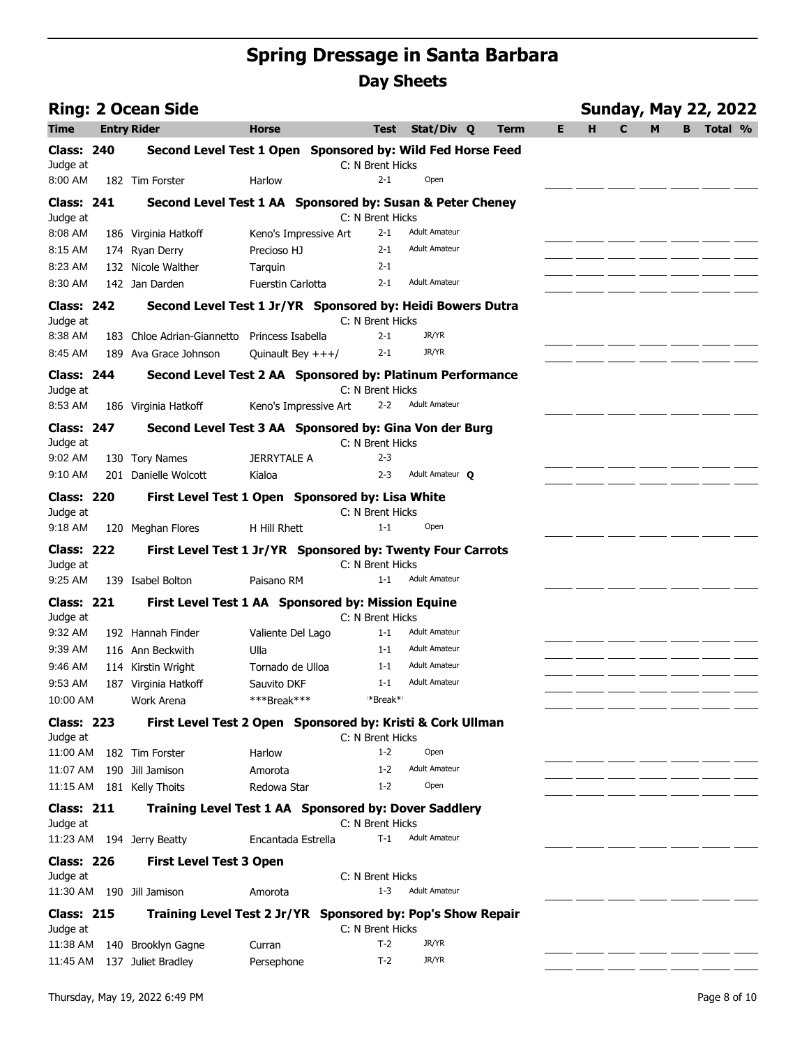# Spring Dressage in Santa Barbara

## Day Sheets

### Ring: 2 Ocean Side

**Sunday, May 22, 2022**

| Time | Entry | Rider | Horse | Test | Stat/Div | Q | Term | E | H | C | M | B | Total | % |
|---|---|---|---|---|---|---|---|---|---|---|---|---|---|---|
| **Class: 240** | | **Second Level Test 1 Open Sponsored by: Wild Fed Horse Feed** | | | | | | | | | | | | |
| Judge at | | | | C: N Brent Hicks | | | | | | | | | | |
| 8:00 AM | 182 | Tim Forster | Harlow | 2-1 | Open | | | | | | | | | |
| **Class: 241** | | **Second Level Test 1 AA Sponsored by: Susan & Peter Cheney** | | | | | | | | | | | | |
| Judge at | | | | C: N Brent Hicks | | | | | | | | | | |
| 8:08 AM | 186 | Virginia Hatkoff | Keno's Impressive Art | 2-1 | Adult Amateur | | | | | | | | | |
| 8:15 AM | 174 | Ryan Derry | Precioso HJ | 2-1 | Adult Amateur | | | | | | | | | |
| 8:23 AM | 132 | Nicole Walther | Tarquin | 2-1 | | | | | | | | | | |
| 8:30 AM | 142 | Jan Darden | Fuerstin Carlotta | 2-1 | Adult Amateur | | | | | | | | | |
| **Class: 242** | | **Second Level Test 1 Jr/YR Sponsored by: Heidi Bowers Dutra** | | | | | | | | | | | | |
| Judge at | | | | C: N Brent Hicks | | | | | | | | | | |
| 8:38 AM | 183 | Chloe Adrian-Giannetto | Princess Isabella | 2-1 | JR/YR | | | | | | | | | |
| 8:45 AM | 189 | Ava Grace Johnson | Quinault Bey +++/ | 2-1 | JR/YR | | | | | | | | | |
| **Class: 244** | | **Second Level Test 2 AA Sponsored by: Platinum Performance** | | | | | | | | | | | | |
| Judge at | | | | C: N Brent Hicks | | | | | | | | | | |
| 8:53 AM | 186 | Virginia Hatkoff | Keno's Impressive Art | 2-2 | Adult Amateur | | | | | | | | | |
| **Class: 247** | | **Second Level Test 3 AA Sponsored by: Gina Von der Burg** | | | | | | | | | | | | |
| Judge at | | | | C: N Brent Hicks | | | | | | | | | | |
| 9:02 AM | 130 | Tory Names | JERRYTALE A | 2-3 | | | | | | | | | | |
| 9:10 AM | 201 | Danielle Wolcott | Kialoa | 2-3 | Adult Amateur | Q | | | | | | | | |
| **Class: 220** | | **First Level Test 1 Open Sponsored by: Lisa White** | | | | | | | | | | | | |
| Judge at | | | | C: N Brent Hicks | | | | | | | | | | |
| 9:18 AM | 120 | Meghan Flores | H Hill Rhett | 1-1 | Open | | | | | | | | | |
| **Class: 222** | | **First Level Test 1 Jr/YR Sponsored by: Twenty Four Carrots** | | | | | | | | | | | | |
| Judge at | | | | C: N Brent Hicks | | | | | | | | | | |
| 9:25 AM | 139 | Isabel Bolton | Paisano RM | 1-1 | Adult Amateur | | | | | | | | | |
| **Class: 221** | | **First Level Test 1 AA Sponsored by: Mission Equine** | | | | | | | | | | | | |
| Judge at | | | | C: N Brent Hicks | | | | | | | | | | |
| 9:32 AM | 192 | Hannah Finder | Valiente Del Lago | 1-1 | Adult Amateur | | | | | | | | | |
| 9:39 AM | 116 | Ann Beckwith | Ulla | 1-1 | Adult Amateur | | | | | | | | | |
| 9:46 AM | 114 | Kirstin Wright | Tornado de Ulloa | 1-1 | Adult Amateur | | | | | | | | | |
| 9:53 AM | 187 | Virginia Hatkoff | Sauvito DKF | 1-1 | Adult Amateur | | | | | | | | | |
| 10:00 AM | | Work Arena | ***Break*** | *Break* | | | | | | | | | | |
| **Class: 223** | | **First Level Test 2 Open Sponsored by: Kristi & Cork Ullman** | | | | | | | | | | | | |
| Judge at | | | | C: N Brent Hicks | | | | | | | | | | |
| 11:00 AM | 182 | Tim Forster | Harlow | 1-2 | Open | | | | | | | | | |
| 11:07 AM | 190 | Jill Jamison | Amorota | 1-2 | Adult Amateur | | | | | | | | | |
| 11:15 AM | 181 | Kelly Thoits | Redowa Star | 1-2 | Open | | | | | | | | | |
| **Class: 211** | | **Training Level Test 1 AA Sponsored by: Dover Saddlery** | | | | | | | | | | | | |
| Judge at | | | | C: N Brent Hicks | | | | | | | | | | |
| 11:23 AM | 194 | Jerry Beatty | Encantada Estrella | T-1 | Adult Amateur | | | | | | | | | |
| **Class: 226** | | **First Level Test 3 Open** | | | | | | | | | | | | |
| Judge at | | | | C: N Brent Hicks | | | | | | | | | | |
| 11:30 AM | 190 | Jill Jamison | Amorota | 1-3 | Adult Amateur | | | | | | | | | |
| **Class: 215** | | **Training Level Test 2 Jr/YR Sponsored by: Pop's Show Repair** | | | | | | | | | | | | |
| Judge at | | | | C: N Brent Hicks | | | | | | | | | | |
| 11:38 AM | 140 | Brooklyn Gagne | Curran | T-2 | JR/YR | | | | | | | | | |
| 11:45 AM | 137 | Juliet Bradley | Persephone | T-2 | JR/YR | | | | | | | | | |

Thursday, May 19, 2022 6:49 PM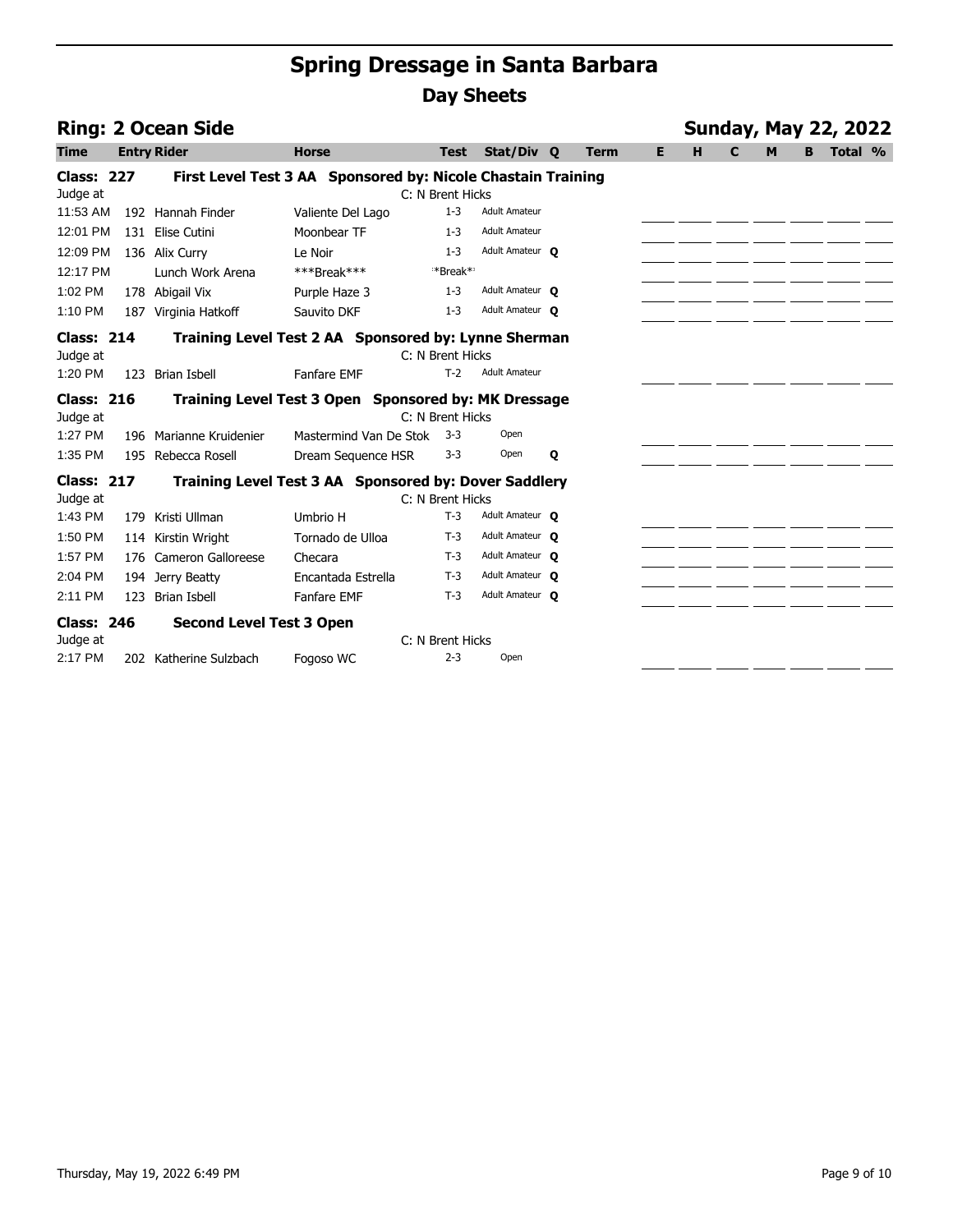# Spring Dressage in Santa Barbara

## Day Sheets

### Ring: 2 Ocean Side

**Sunday, May 22, 2022**

| Time | Entry | Rider | Horse | Test | Stat/Div | Q | Term | E | H | C | M | B | Total % |
|---|---|---|---|---|---|---|---|---|---|---|---|---|---|
| **Class: 227** | | **First Level Test 3 AA Sponsored by: Nicole Chastain Training** | | | | | | | | | | | |
| Judge at | | | | C: N Brent Hicks | | | | | | | | | |
| 11:53 AM | 192 | Hannah Finder | Valiente Del Lago | 1-3 | Adult Amateur | | | | | | | | |
| 12:01 PM | 131 | Elise Cutini | Moonbear TF | 1-3 | Adult Amateur | | | | | | | | |
| 12:09 PM | 136 | Alix Curry | Le Noir | 1-3 | Adult Amateur | Q | | | | | | | |
| 12:17 PM | | Lunch Work Arena | ***Break*** | **Break** | | | | | | | | | |
| 1:02 PM | 178 | Abigail Vix | Purple Haze 3 | 1-3 | Adult Amateur | Q | | | | | | | |
| 1:10 PM | 187 | Virginia Hatkoff | Sauvito DKF | 1-3 | Adult Amateur | Q | | | | | | | |
| **Class: 214** | | **Training Level Test 2 AA Sponsored by: Lynne Sherman** | | | | | | | | | | | |
| Judge at | | | | C: N Brent Hicks | | | | | | | | | |
| 1:20 PM | 123 | Brian Isbell | Fanfare EMF | T-2 | Adult Amateur | | | | | | | | |
| **Class: 216** | | **Training Level Test 3 Open Sponsored by: MK Dressage** | | | | | | | | | | | |
| Judge at | | | | C: N Brent Hicks | | | | | | | | | |
| 1:27 PM | 196 | Marianne Kruidenier | Mastermind Van De Stok | 3-3 | Open | | | | | | | | |
| 1:35 PM | 195 | Rebecca Rosell | Dream Sequence HSR | 3-3 | Open | Q | | | | | | | |
| **Class: 217** | | **Training Level Test 3 AA Sponsored by: Dover Saddlery** | | | | | | | | | | | |
| Judge at | | | | C: N Brent Hicks | | | | | | | | | |
| 1:43 PM | 179 | Kristi Ullman | Umbrio H | T-3 | Adult Amateur | Q | | | | | | | |
| 1:50 PM | 114 | Kirstin Wright | Tornado de Ulloa | T-3 | Adult Amateur | Q | | | | | | | |
| 1:57 PM | 176 | Cameron Galloreese | Checara | T-3 | Adult Amateur | Q | | | | | | | |
| 2:04 PM | 194 | Jerry Beatty | Encantada Estrella | T-3 | Adult Amateur | Q | | | | | | | |
| 2:11 PM | 123 | Brian Isbell | Fanfare EMF | T-3 | Adult Amateur | Q | | | | | | | |
| **Class: 246** | | **Second Level Test 3 Open** | | | | | | | | | | | |
| Judge at | | | | C: N Brent Hicks | | | | | | | | | |
| 2:17 PM | 202 | Katherine Sulzbach | Fogoso WC | 2-3 | Open | | | | | | | | |

Thursday, May 19, 2022 6:49 PM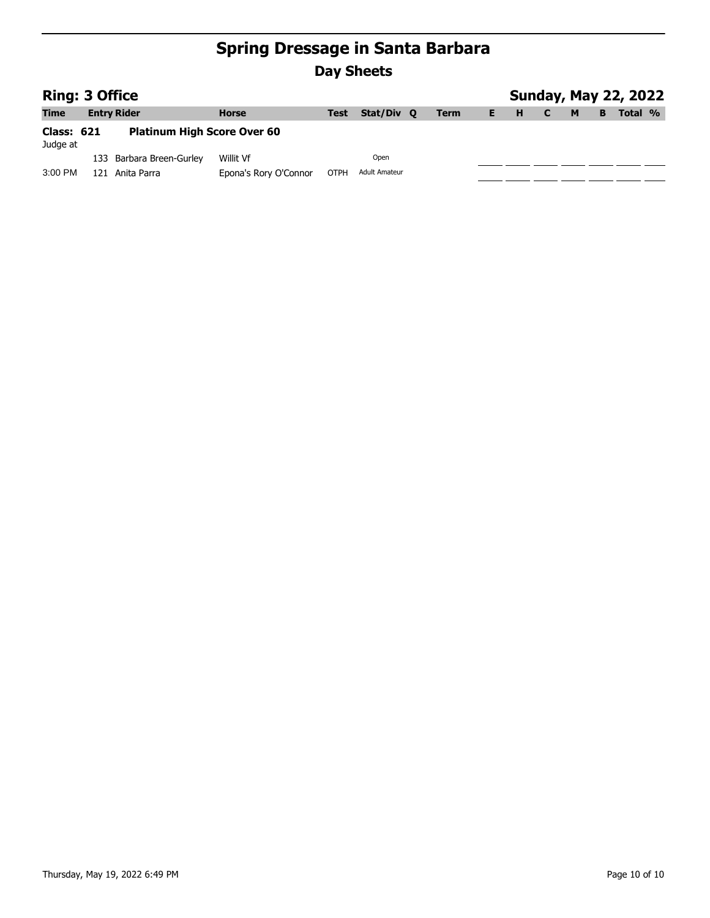# Spring Dressage in Santa Barbara

## Day Sheets

### Ring: 3 Office — Sunday, May 22, 2022

| Time | Entry | Rider | Horse | Test | Stat/Div | Q | Term | E | H | C | M | B | Total | % |
|---|---|---|---|---|---|---|---|---|---|---|---|---|---|---|
| **Class: 621** | | **Platinum High Score Over 60** | | | | | | | | | | | | |
| Judge at | | | | | | | | | | | | | | |
| | 133 | Barbara Breen-Gurley | Willit Vf | | Open | | | | | | | | | |
| 3:00 PM | 121 | Anita Parra | Epona's Rory O'Connor | OTPH | Adult Amateur | | | | | | | | | |

Thursday, May 19, 2022 6:49 PM